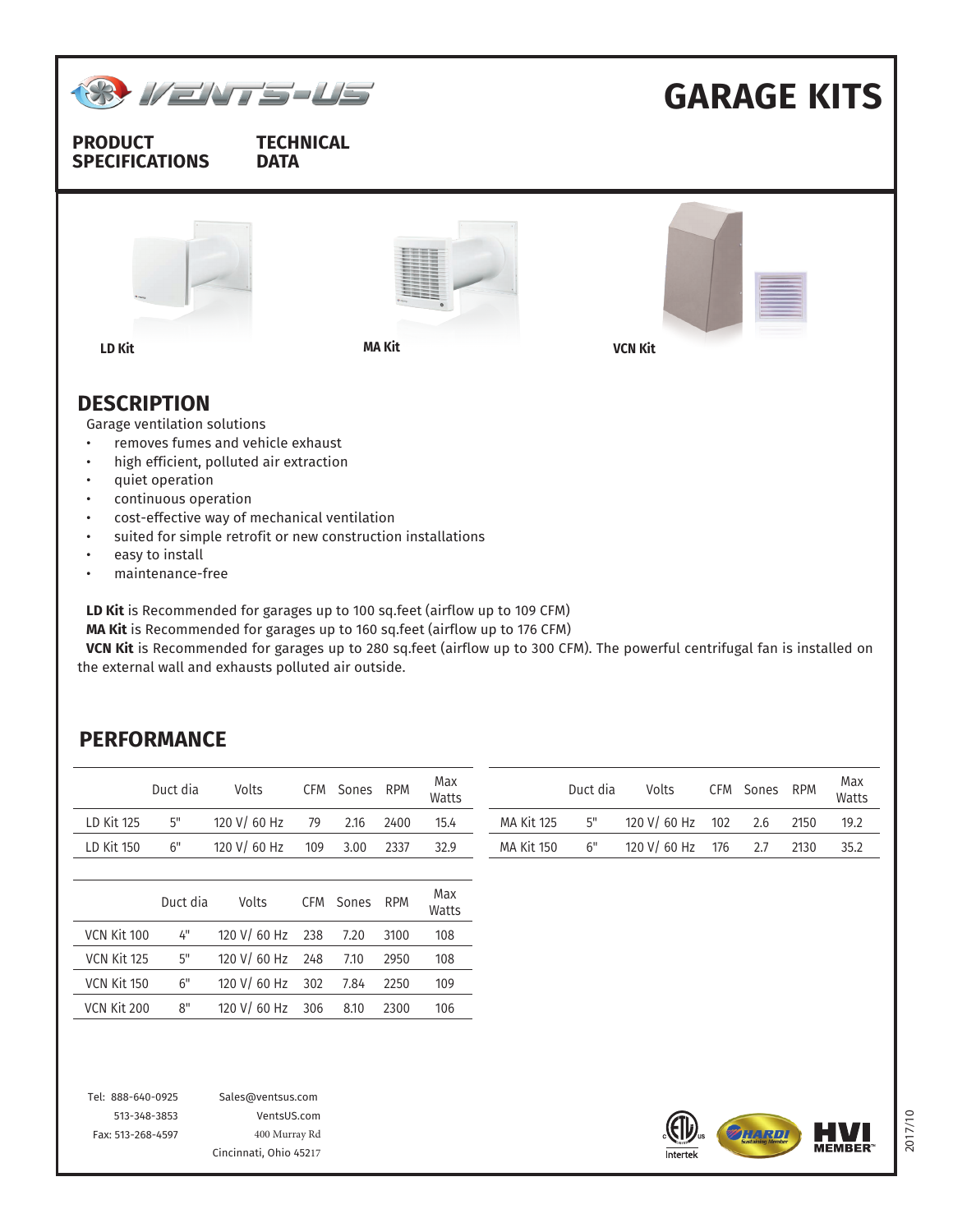# GARAGE KITS

**PRODUCT SPECIFICATIONS** **TECHNICAL DATA**

LD Kit

MA Kit

VCN Kit

## DESCRIPTION

Garage ventilation solutions

- removes fumes and vehicle exhaust
- high efficient, polluted air extraction
- quiet operation
- continuous operation
- cost-effective way of mechanical ventilation
- suited for simple retrofit or new construction installations
- easy to install
- maintenance-free

**LD Kit** is Recommended for garages up to 100 sq.feet (airflow up to 109 CFM)
**MA Kit** is Recommended for garages up to 160 sq.feet (airflow up to 176 CFM)
**VCN Kit** is Recommended for garages up to 280 sq.feet (airflow up to 300 CFM). The powerful centrifugal fan is installed on the external wall and exhausts polluted air outside.

## PERFORMANCE

| | Duct dia | Volts | CFM | Sones | RPM | Max Watts |
|---|---|---|---|---|---|---|
| LD Kit 125 | 5" | 120 V/ 60 Hz | 79 | 2.16 | 2400 | 15.4 |
| LD Kit 150 | 6" | 120 V/ 60 Hz | 109 | 3.00 | 2337 | 32.9 |

| | Duct dia | Volts | CFM | Sones | RPM | Max Watts |
|---|---|---|---|---|---|---|
| MA Kit 125 | 5" | 120 V/ 60 Hz | 102 | 2.6 | 2150 | 19.2 |
| MA Kit 150 | 6" | 120 V/ 60 Hz | 176 | 2.7 | 2130 | 35.2 |

| | Duct dia | Volts | CFM | Sones | RPM | Max Watts |
|---|---|---|---|---|---|---|
| VCN Kit 100 | 4" | 120 V/ 60 Hz | 238 | 7.20 | 3100 | 108 |
| VCN Kit 125 | 5" | 120 V/ 60 Hz | 248 | 7.10 | 2950 | 108 |
| VCN Kit 150 | 6" | 120 V/ 60 Hz | 302 | 7.84 | 2250 | 109 |
| VCN Kit 200 | 8" | 120 V/ 60 Hz | 306 | 8.10 | 2300 | 106 |

Tel: 888-640-0925
513-348-3853
Fax: 513-268-4597

Sales@ventsus.com
VentsUS.com
400 Murray Rd
Cincinnati, Ohio 45217

2017/10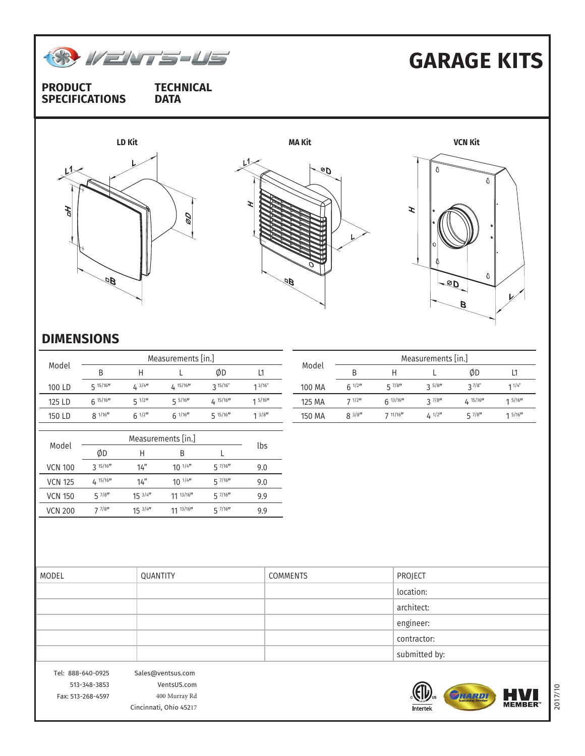# GARAGE KITS

**PRODUCT SPECIFICATIONS** **TECHNICAL DATA**

LD Kit

MA Kit

VCN Kit

## DIMENSIONS

| Model | Measurements [in.] | | | | |
|---|---|---|---|---|---|
| | B | H | L | ØD | L1 |
| 100 LD | 5 15/16" | 4 3/4" | 4 15/16" | 3 15/16" | 1 3/16" |
| 125 LD | 6 15/16" | 5 1/2" | 5 5/16" | 4 15/16" | 1 5/16" |
| 150 LD | 8 1/16" | 6 1/2" | 6 1/16" | 5 15/16" | 1 3/8" |

| Model | Measurements [in.] | | | | |
|---|---|---|---|---|---|
| | B | H | L | ØD | L1 |
| 100 MA | 6 1/2" | 5 7/8" | 3 5/8" | 3 7/8" | 1 1/4" |
| 125 MA | 7 1/2" | 6 13/16" | 3 7/8" | 4 15/16" | 1 5/16" |
| 150 MA | 8 3/8" | 7 11/16" | 4 1/2" | 5 7/8" | 1 5/16" |

| Model | Measurements [in.] | | | | lbs |
|---|---|---|---|---|---|
| | ØD | H | B | L | |
| VCN 100 | 3 15/16" | 14" | 10 1/4" | 5 7/16" | 9.0 |
| VCN 125 | 4 15/16" | 14" | 10 1/4" | 5 7/16" | 9.0 |
| VCN 150 | 5 7/8" | 15 3/4" | 11 13/16" | 5 7/16" | 9.9 |
| VCN 200 | 7 7/8" | 15 3/4" | 11 13/16" | 5 7/16" | 9.9 |

| MODEL | QUANTITY | COMMENTS | PROJECT |
|---|---|---|---|
| | | | location: |
| | | | architect: |
| | | | engineer: |
| | | | contractor: |
| | | | submitted by: |

Tel: 888-640-0925
513-348-3853
Fax: 513-268-4597

Sales@ventsus.com
VentsUS.com
400 Murray Rd
Cincinnati, Ohio 45217

2017/10